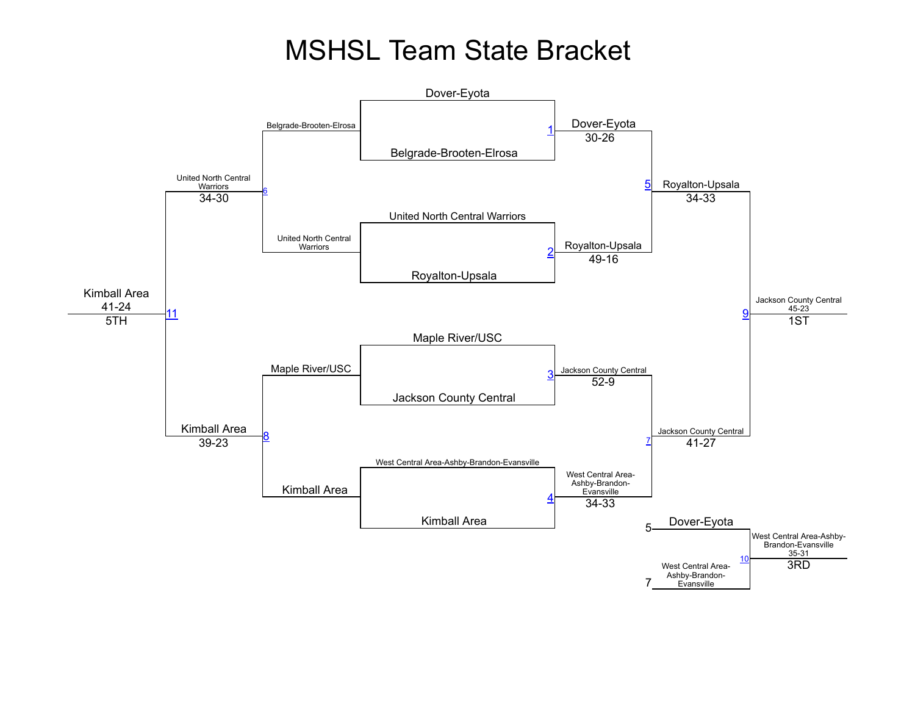# MSHSL Team State Bracket

| Match | Team 1 | Team 2 | Winner | Score |
|---|---|---|---|---|
| 1 | Dover-Eyota | Belgrade-Brooten-Elrosa | Dover-Eyota | 30-26 |
| 2 | United North Central Warriors | Royalton-Upsala | Royalton-Upsala | 49-16 |
| 3 | Maple River/USC | Jackson County Central | Jackson County Central | 52-9 |
| 4 | West Central Area-Ashby-Brandon-Evansville | Kimball Area | West Central Area-Ashby-Brandon-Evansville | 34-33 |
| 5 | Dover-Eyota | Royalton-Upsala | Royalton-Upsala | 34-33 |
| 6 | Belgrade-Brooten-Elrosa | United North Central Warriors | United North Central Warriors | 34-30 |
| 7 | Jackson County Central | West Central Area-Ashby-Brandon-Evansville | Jackson County Central | 41-27 |
| 8 | Maple River/USC | Kimball Area | Kimball Area | 39-23 |
| 9 | Royalton-Upsala | Jackson County Central | Jackson County Central (1ST) | 45-23 |
| 10 | Dover-Eyota (5) | West Central Area-Ashby-Brandon-Evansville (7) | West Central Area-Ashby-Brandon-Evansville (3RD) | 35-31 |
| 11 | United North Central Warriors | Kimball Area | Kimball Area (5TH) | 41-24 |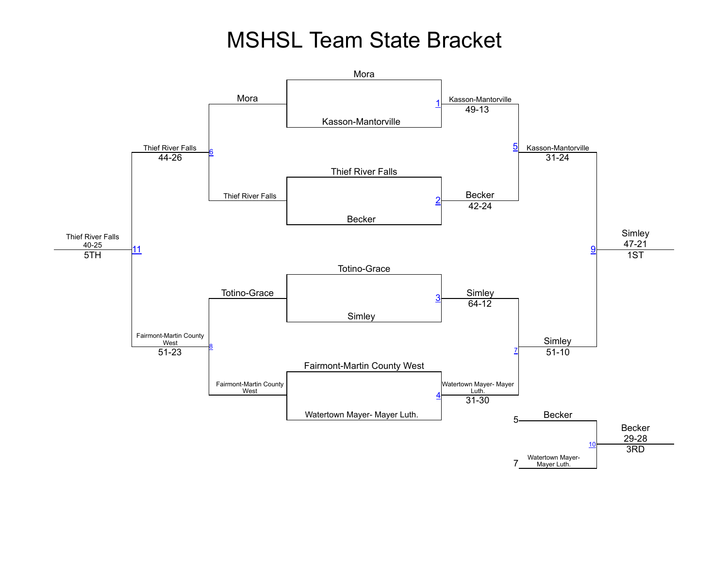# MSHSL Team State Bracket

## Quarterfinals

| Match | Team 1 | Team 2 | Winner | Score |
| --- | --- | --- | --- | --- |
| 1 | Mora | Kasson-Mantorville | Kasson-Mantorville | 49-13 |
| 2 | Thief River Falls | Becker | Becker | 42-24 |
| 3 | Totino-Grace | Simley | Simley | 64-12 |
| 4 | Fairmont-Martin County West | Watertown Mayer- Mayer Luth. | Watertown Mayer- Mayer Luth. | 31-30 |

## Semifinals

| Match | Team 1 | Team 2 | Winner | Score |
| --- | --- | --- | --- | --- |
| 5 | Kasson-Mantorville | Becker | Kasson-Mantorville | 31-24 |
| 7 | Simley | Watertown Mayer- Mayer Luth. | Simley | 51-10 |

## Consolation

| Match | Team 1 | Team 2 | Winner | Score |
| --- | --- | --- | --- | --- |
| 6 | Mora | Thief River Falls | Thief River Falls | 44-26 |
| 8 | Totino-Grace | Fairmont-Martin County West | Fairmont-Martin County West | 51-23 |

## Placement Matches

| Match | Team 1 | Team 2 | Winner | Score | Place |
| --- | --- | --- | --- | --- | --- |
| 9 | Kasson-Mantorville | Simley | Simley | 47-21 | 1ST |
| 10 | Becker (5) | Watertown Mayer- Mayer Luth. (7) | Becker | 29-28 | 3RD |
| 11 | Thief River Falls | Fairmont-Martin County West | Thief River Falls | 40-25 | 5TH |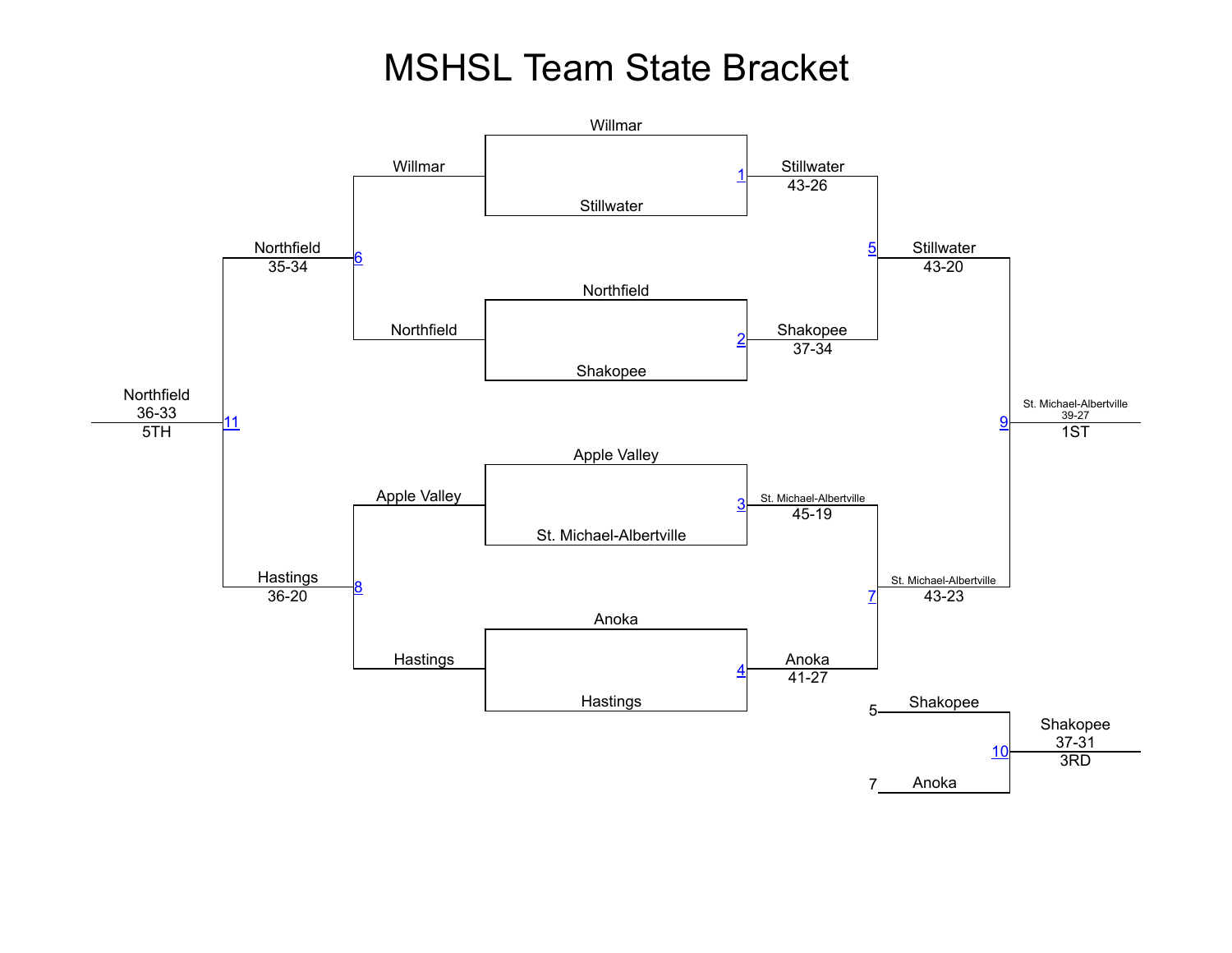# MSHSL Team State Bracket

Willmar

Stillwater

1

Stillwater
43-26

Northfield

Shakopee

2

Shakopee
37-34

5

Stillwater
43-20

Apple Valley

St. Michael-Albertville

3

St. Michael-Albertville
45-19

Anoka

Hastings

4

Anoka
41-27

7

St. Michael-Albertville
43-23

9

St. Michael-Albertville
39-27
1ST

Willmar

Northfield

6

Northfield
35-34

Apple Valley

Hastings

8

Hastings
36-20

11

Northfield
36-33
5TH

5 Shakopee

7 Anoka

10

Shakopee
37-31
3RD